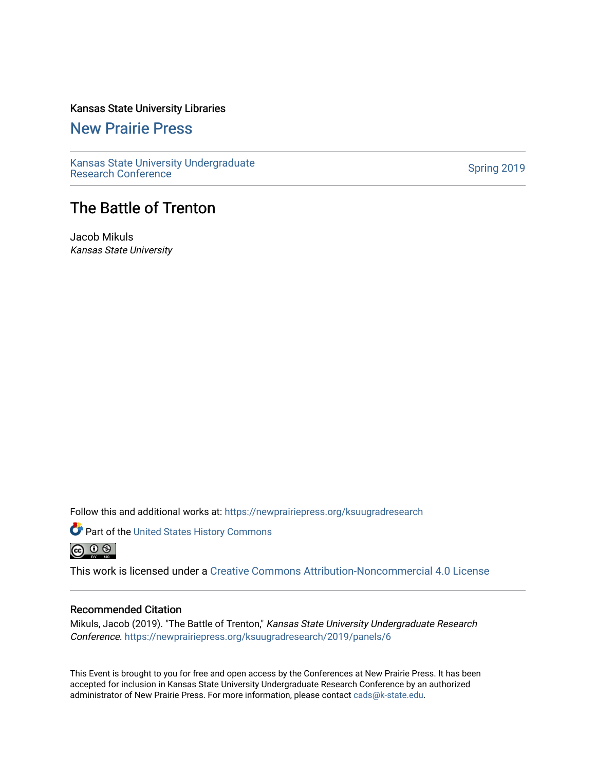Kansas State University Libraries

## New Prairie Press

Kansas State University Undergraduate Research Conference

Spring 2019

# The Battle of Trenton

Jacob Mikuls
*Kansas State University*

Follow this and additional works at: https://newprairiepress.org/ksuugradresearch

Part of the United States History Commons

This work is licensed under a Creative Commons Attribution-Noncommercial 4.0 License

### Recommended Citation

Mikuls, Jacob (2019). "The Battle of Trenton," *Kansas State University Undergraduate Research Conference*. https://newprairiepress.org/ksuugradresearch/2019/panels/6

This Event is brought to you for free and open access by the Conferences at New Prairie Press. It has been accepted for inclusion in Kansas State University Undergraduate Research Conference by an authorized administrator of New Prairie Press. For more information, please contact cads@k-state.edu.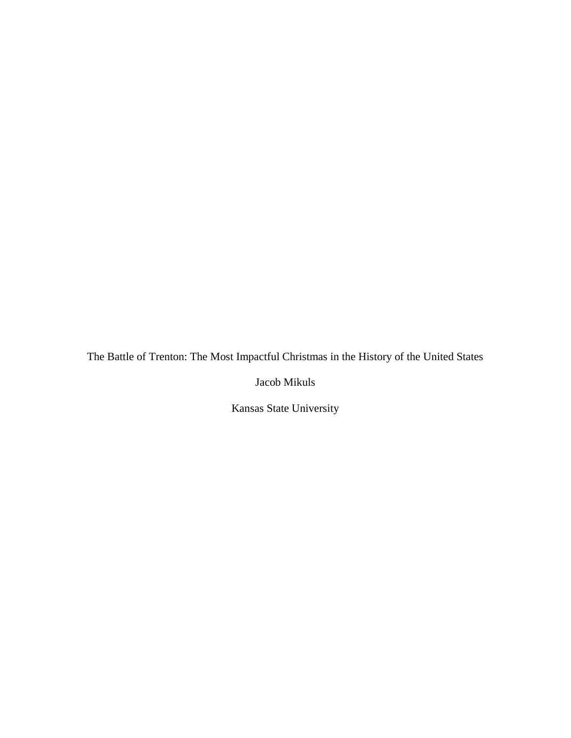The Battle of Trenton: The Most Impactful Christmas in the History of the United States

Jacob Mikuls

Kansas State University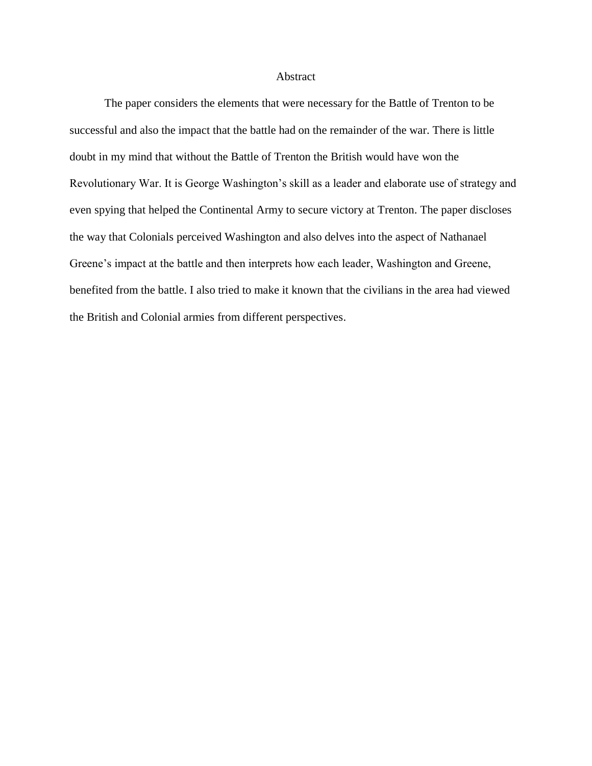# Abstract

The paper considers the elements that were necessary for the Battle of Trenton to be successful and also the impact that the battle had on the remainder of the war. There is little doubt in my mind that without the Battle of Trenton the British would have won the Revolutionary War. It is George Washington's skill as a leader and elaborate use of strategy and even spying that helped the Continental Army to secure victory at Trenton. The paper discloses the way that Colonials perceived Washington and also delves into the aspect of Nathanael Greene's impact at the battle and then interprets how each leader, Washington and Greene, benefited from the battle. I also tried to make it known that the civilians in the area had viewed the British and Colonial armies from different perspectives.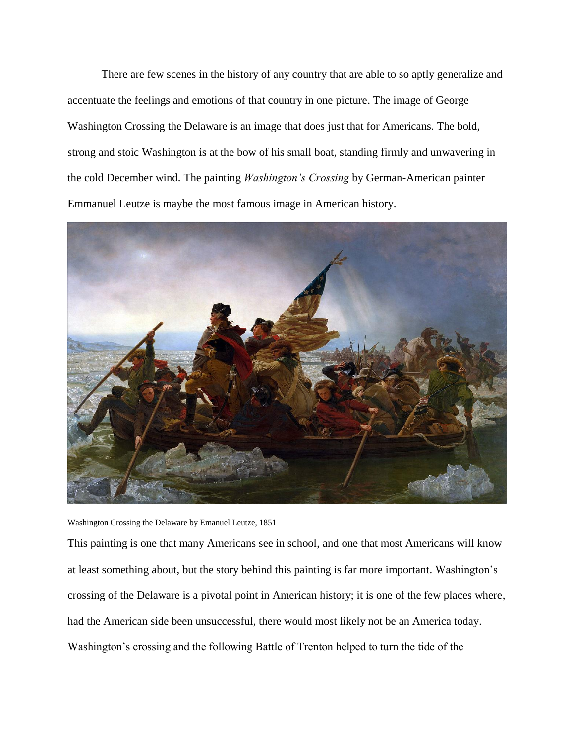There are few scenes in the history of any country that are able to so aptly generalize and accentuate the feelings and emotions of that country in one picture. The image of George Washington Crossing the Delaware is an image that does just that for Americans. The bold, strong and stoic Washington is at the bow of his small boat, standing firmly and unwavering in the cold December wind. The painting *Washington's Crossing* by German-American painter Emmanuel Leutze is maybe the most famous image in American history.

Washington Crossing the Delaware by Emanuel Leutze, 1851

This painting is one that many Americans see in school, and one that most Americans will know at least something about, but the story behind this painting is far more important. Washington's crossing of the Delaware is a pivotal point in American history; it is one of the few places where, had the American side been unsuccessful, there would most likely not be an America today. Washington's crossing and the following Battle of Trenton helped to turn the tide of the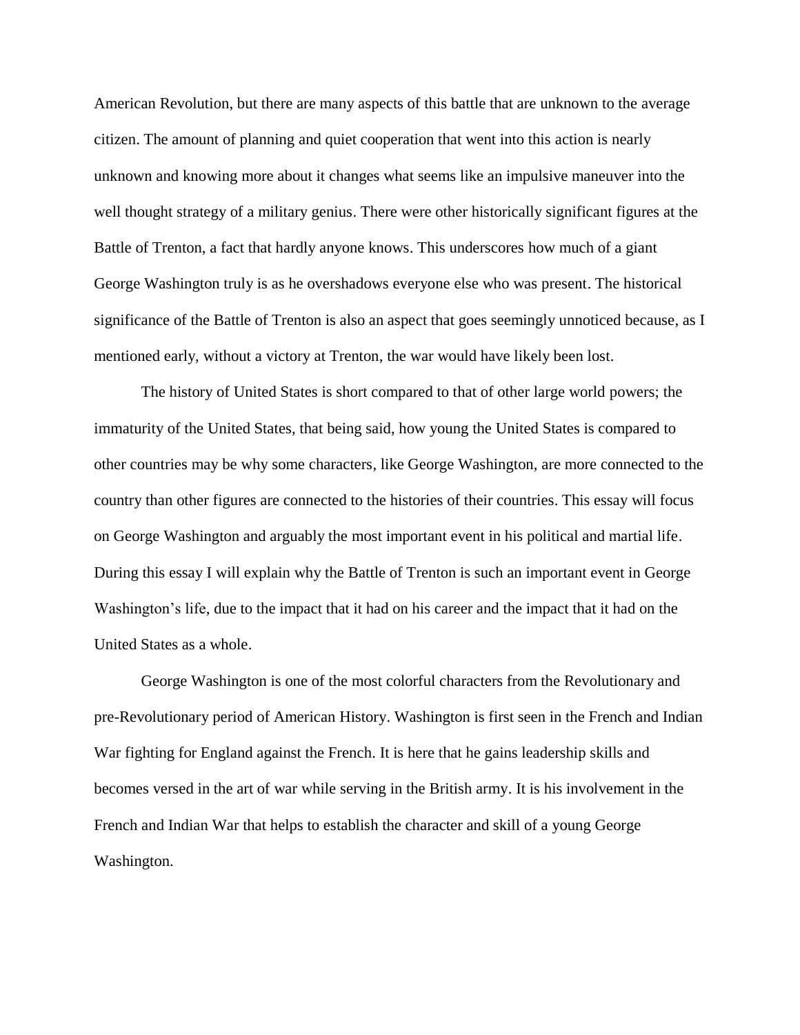American Revolution, but there are many aspects of this battle that are unknown to the average citizen. The amount of planning and quiet cooperation that went into this action is nearly unknown and knowing more about it changes what seems like an impulsive maneuver into the well thought strategy of a military genius. There were other historically significant figures at the Battle of Trenton, a fact that hardly anyone knows. This underscores how much of a giant George Washington truly is as he overshadows everyone else who was present. The historical significance of the Battle of Trenton is also an aspect that goes seemingly unnoticed because, as I mentioned early, without a victory at Trenton, the war would have likely been lost.

The history of United States is short compared to that of other large world powers; the immaturity of the United States, that being said, how young the United States is compared to other countries may be why some characters, like George Washington, are more connected to the country than other figures are connected to the histories of their countries. This essay will focus on George Washington and arguably the most important event in his political and martial life. During this essay I will explain why the Battle of Trenton is such an important event in George Washington's life, due to the impact that it had on his career and the impact that it had on the United States as a whole.

George Washington is one of the most colorful characters from the Revolutionary and pre-Revolutionary period of American History. Washington is first seen in the French and Indian War fighting for England against the French. It is here that he gains leadership skills and becomes versed in the art of war while serving in the British army. It is his involvement in the French and Indian War that helps to establish the character and skill of a young George Washington.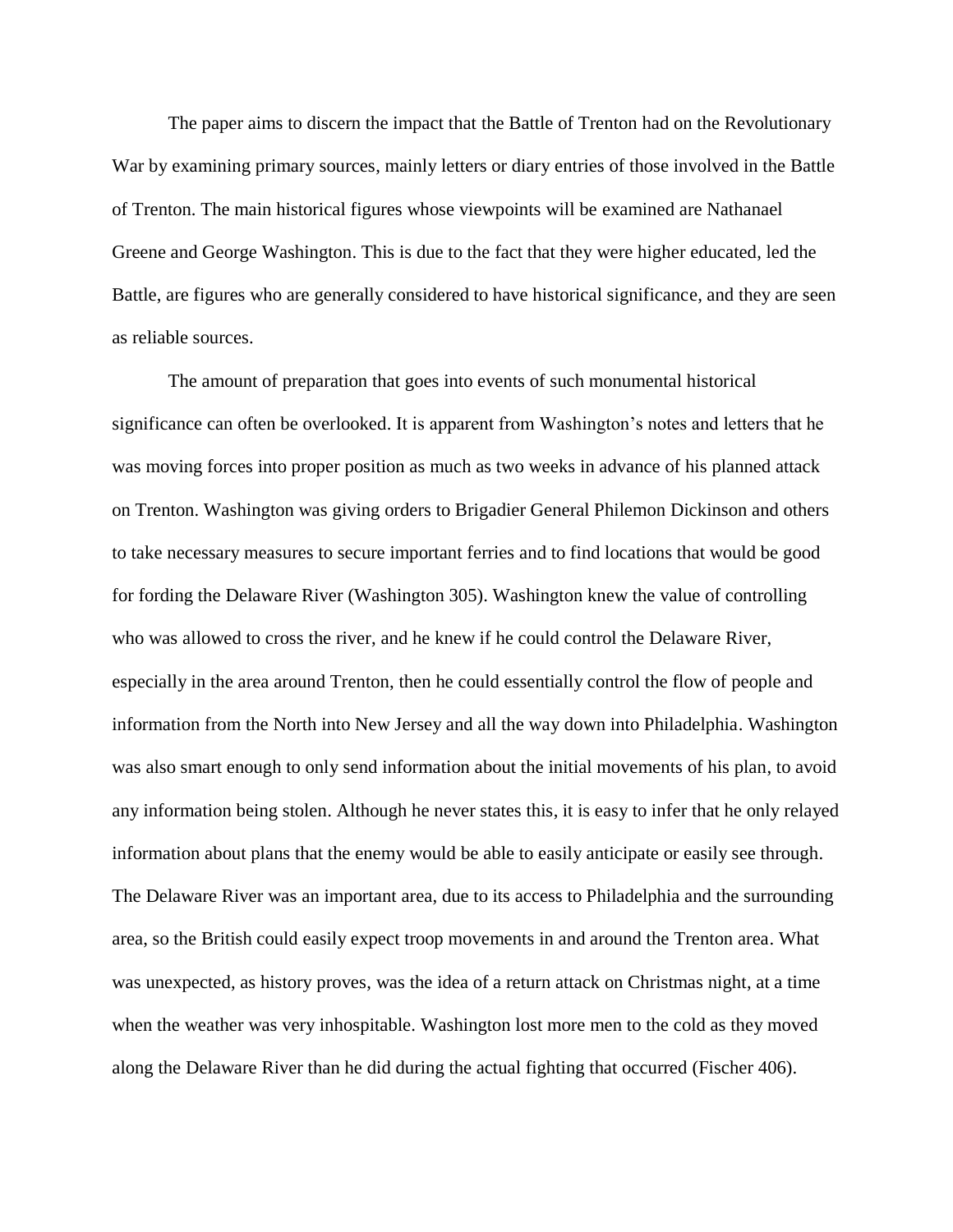The paper aims to discern the impact that the Battle of Trenton had on the Revolutionary War by examining primary sources, mainly letters or diary entries of those involved in the Battle of Trenton. The main historical figures whose viewpoints will be examined are Nathanael Greene and George Washington. This is due to the fact that they were higher educated, led the Battle, are figures who are generally considered to have historical significance, and they are seen as reliable sources.

The amount of preparation that goes into events of such monumental historical significance can often be overlooked. It is apparent from Washington's notes and letters that he was moving forces into proper position as much as two weeks in advance of his planned attack on Trenton. Washington was giving orders to Brigadier General Philemon Dickinson and others to take necessary measures to secure important ferries and to find locations that would be good for fording the Delaware River (Washington 305). Washington knew the value of controlling who was allowed to cross the river, and he knew if he could control the Delaware River, especially in the area around Trenton, then he could essentially control the flow of people and information from the North into New Jersey and all the way down into Philadelphia. Washington was also smart enough to only send information about the initial movements of his plan, to avoid any information being stolen. Although he never states this, it is easy to infer that he only relayed information about plans that the enemy would be able to easily anticipate or easily see through. The Delaware River was an important area, due to its access to Philadelphia and the surrounding area, so the British could easily expect troop movements in and around the Trenton area. What was unexpected, as history proves, was the idea of a return attack on Christmas night, at a time when the weather was very inhospitable. Washington lost more men to the cold as they moved along the Delaware River than he did during the actual fighting that occurred (Fischer 406).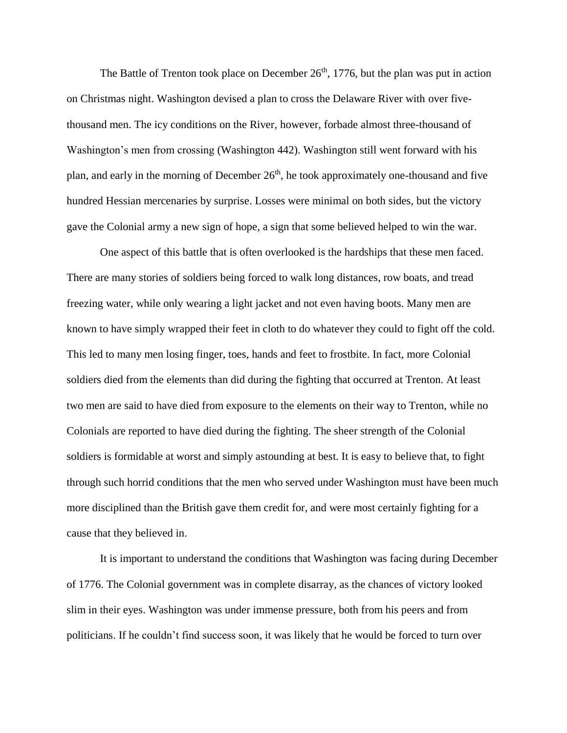The Battle of Trenton took place on December 26th, 1776, but the plan was put in action on Christmas night. Washington devised a plan to cross the Delaware River with over five-thousand men. The icy conditions on the River, however, forbade almost three-thousand of Washington's men from crossing (Washington 442). Washington still went forward with his plan, and early in the morning of December 26th, he took approximately one-thousand and five hundred Hessian mercenaries by surprise. Losses were minimal on both sides, but the victory gave the Colonial army a new sign of hope, a sign that some believed helped to win the war.

One aspect of this battle that is often overlooked is the hardships that these men faced. There are many stories of soldiers being forced to walk long distances, row boats, and tread freezing water, while only wearing a light jacket and not even having boots. Many men are known to have simply wrapped their feet in cloth to do whatever they could to fight off the cold. This led to many men losing finger, toes, hands and feet to frostbite. In fact, more Colonial soldiers died from the elements than did during the fighting that occurred at Trenton. At least two men are said to have died from exposure to the elements on their way to Trenton, while no Colonials are reported to have died during the fighting. The sheer strength of the Colonial soldiers is formidable at worst and simply astounding at best. It is easy to believe that, to fight through such horrid conditions that the men who served under Washington must have been much more disciplined than the British gave them credit for, and were most certainly fighting for a cause that they believed in.

It is important to understand the conditions that Washington was facing during December of 1776. The Colonial government was in complete disarray, as the chances of victory looked slim in their eyes. Washington was under immense pressure, both from his peers and from politicians. If he couldn't find success soon, it was likely that he would be forced to turn over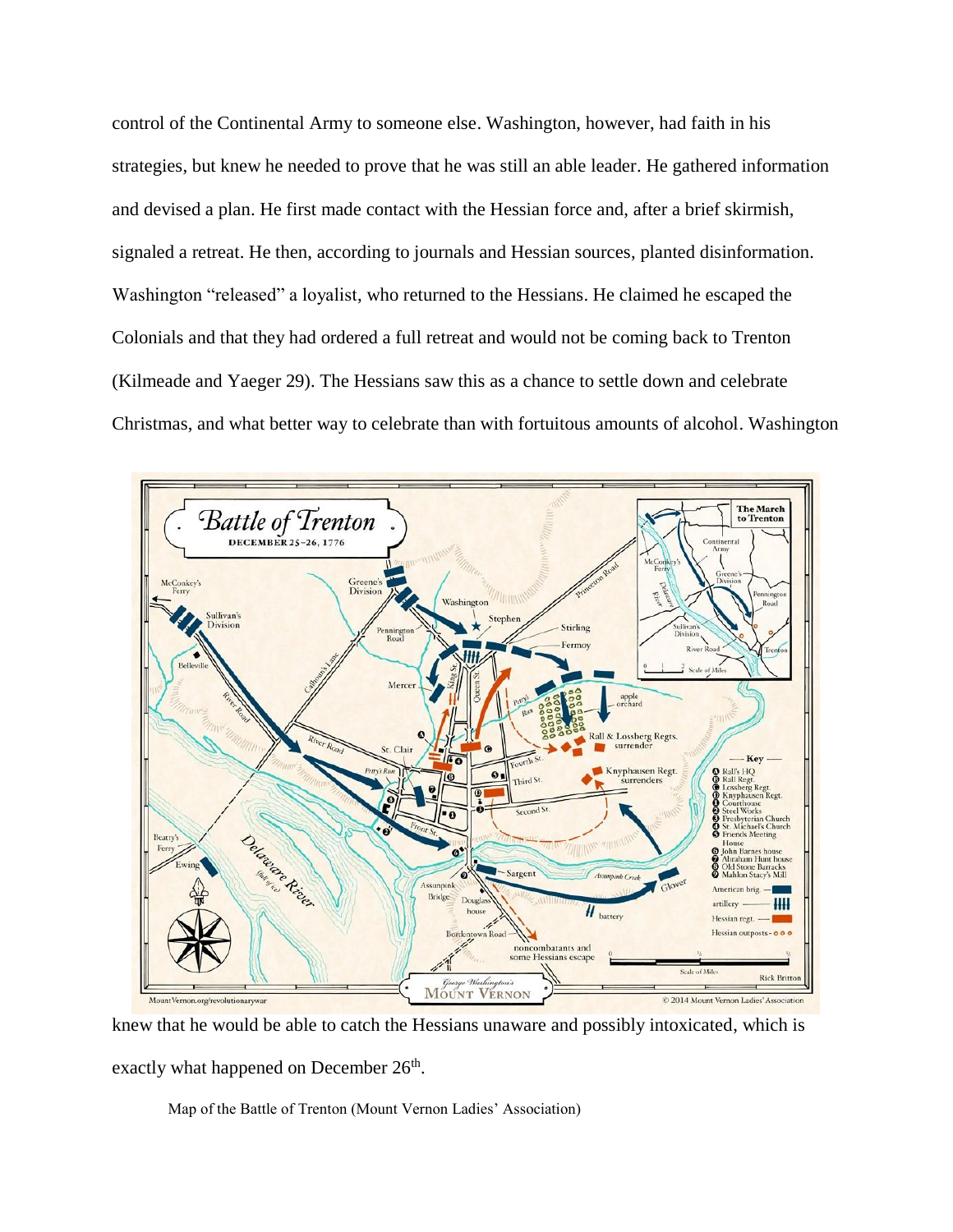control of the Continental Army to someone else. Washington, however, had faith in his strategies, but knew he needed to prove that he was still an able leader. He gathered information and devised a plan. He first made contact with the Hessian force and, after a brief skirmish, signaled a retreat. He then, according to journals and Hessian sources, planted disinformation. Washington "released" a loyalist, who returned to the Hessians. He claimed he escaped the Colonials and that they had ordered a full retreat and would not be coming back to Trenton (Kilmeade and Yaeger 29). The Hessians saw this as a chance to settle down and celebrate Christmas, and what better way to celebrate than with fortuitous amounts of alcohol. Washington knew that he would be able to catch the Hessians unaware and possibly intoxicated, which is exactly what happened on December 26th.

Map of the Battle of Trenton (Mount Vernon Ladies' Association)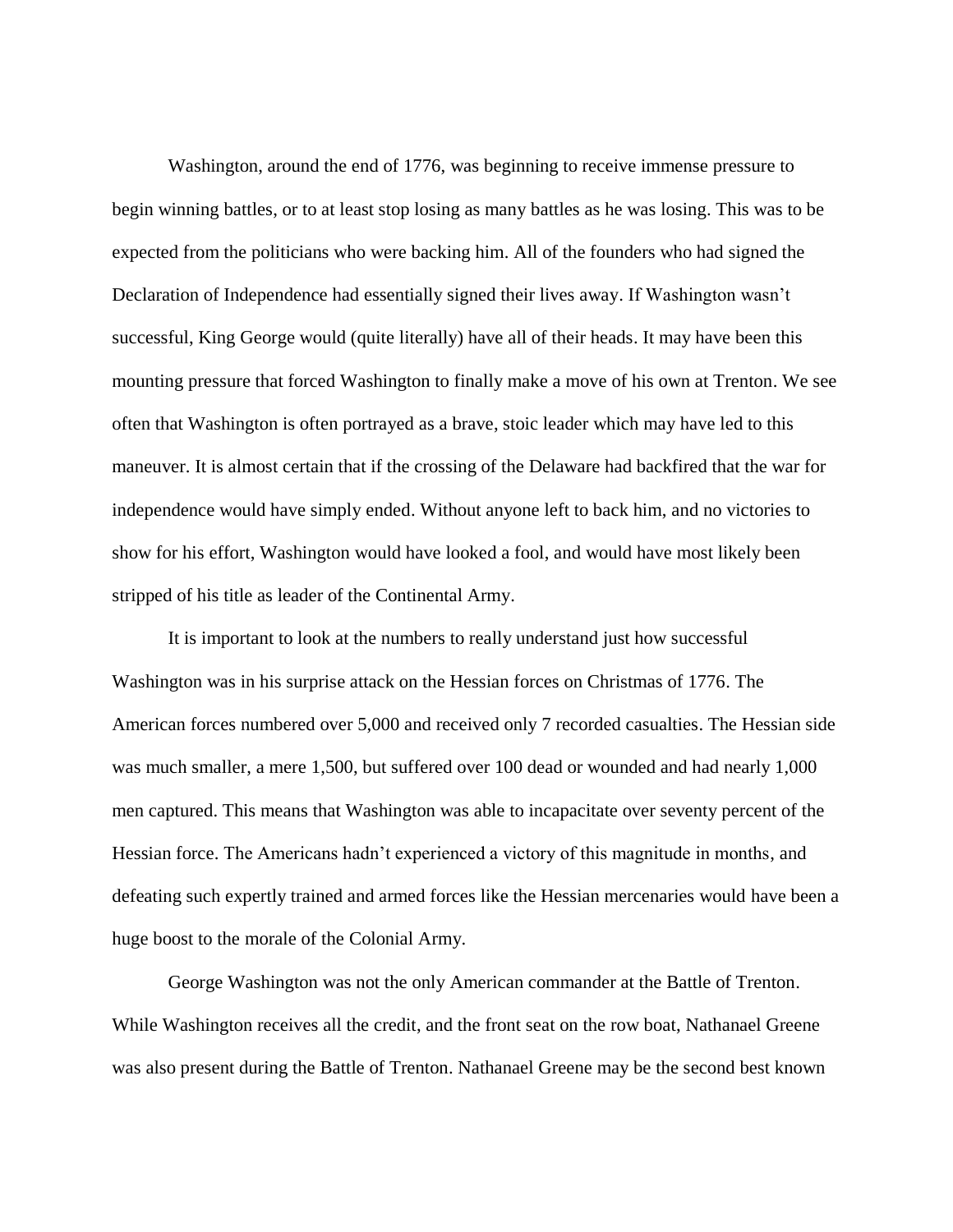Washington, around the end of 1776, was beginning to receive immense pressure to begin winning battles, or to at least stop losing as many battles as he was losing. This was to be expected from the politicians who were backing him. All of the founders who had signed the Declaration of Independence had essentially signed their lives away. If Washington wasn't successful, King George would (quite literally) have all of their heads. It may have been this mounting pressure that forced Washington to finally make a move of his own at Trenton. We see often that Washington is often portrayed as a brave, stoic leader which may have led to this maneuver. It is almost certain that if the crossing of the Delaware had backfired that the war for independence would have simply ended. Without anyone left to back him, and no victories to show for his effort, Washington would have looked a fool, and would have most likely been stripped of his title as leader of the Continental Army.

It is important to look at the numbers to really understand just how successful Washington was in his surprise attack on the Hessian forces on Christmas of 1776. The American forces numbered over 5,000 and received only 7 recorded casualties. The Hessian side was much smaller, a mere 1,500, but suffered over 100 dead or wounded and had nearly 1,000 men captured. This means that Washington was able to incapacitate over seventy percent of the Hessian force. The Americans hadn't experienced a victory of this magnitude in months, and defeating such expertly trained and armed forces like the Hessian mercenaries would have been a huge boost to the morale of the Colonial Army.

George Washington was not the only American commander at the Battle of Trenton. While Washington receives all the credit, and the front seat on the row boat, Nathanael Greene was also present during the Battle of Trenton. Nathanael Greene may be the second best known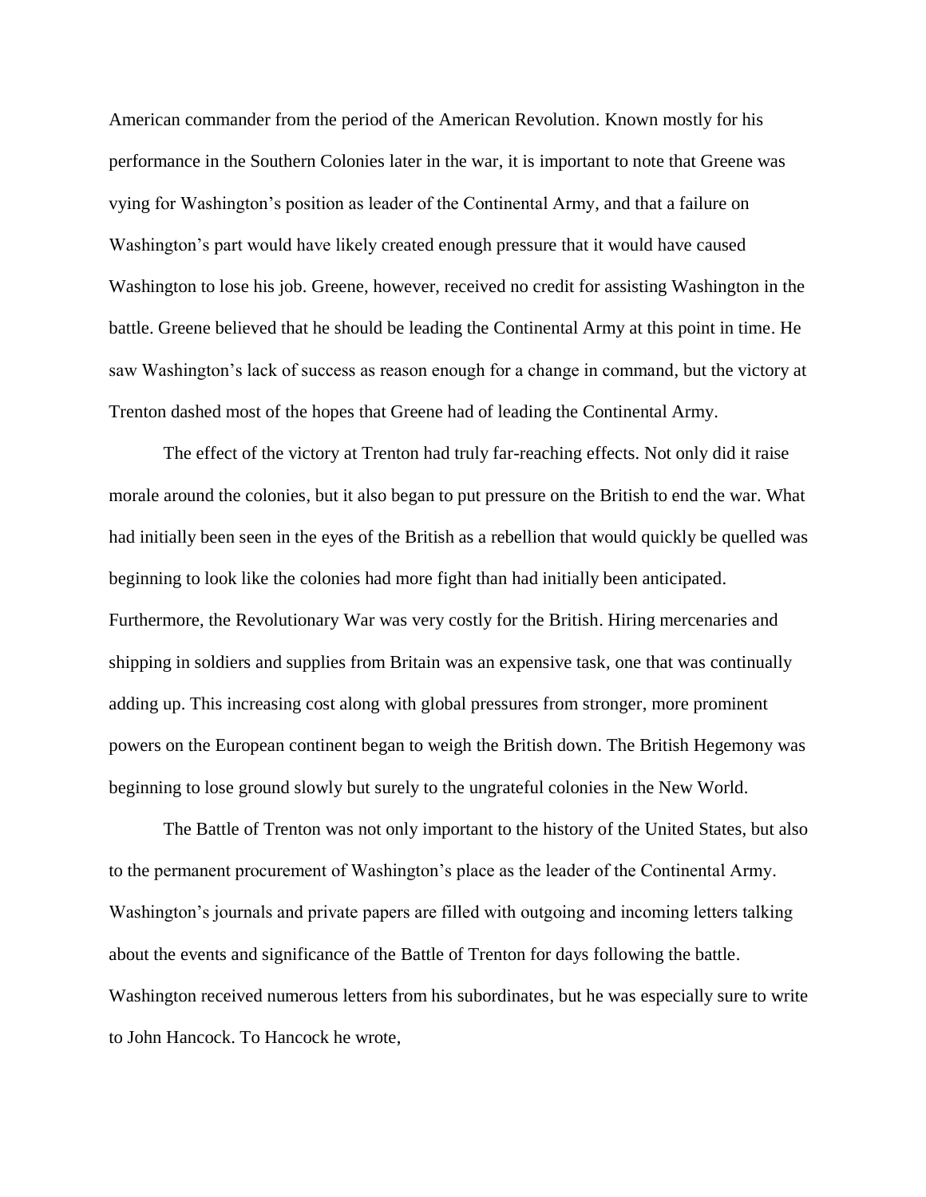American commander from the period of the American Revolution. Known mostly for his performance in the Southern Colonies later in the war, it is important to note that Greene was vying for Washington's position as leader of the Continental Army, and that a failure on Washington's part would have likely created enough pressure that it would have caused Washington to lose his job. Greene, however, received no credit for assisting Washington in the battle. Greene believed that he should be leading the Continental Army at this point in time. He saw Washington's lack of success as reason enough for a change in command, but the victory at Trenton dashed most of the hopes that Greene had of leading the Continental Army.

The effect of the victory at Trenton had truly far-reaching effects. Not only did it raise morale around the colonies, but it also began to put pressure on the British to end the war. What had initially been seen in the eyes of the British as a rebellion that would quickly be quelled was beginning to look like the colonies had more fight than had initially been anticipated. Furthermore, the Revolutionary War was very costly for the British. Hiring mercenaries and shipping in soldiers and supplies from Britain was an expensive task, one that was continually adding up. This increasing cost along with global pressures from stronger, more prominent powers on the European continent began to weigh the British down. The British Hegemony was beginning to lose ground slowly but surely to the ungrateful colonies in the New World.

The Battle of Trenton was not only important to the history of the United States, but also to the permanent procurement of Washington's place as the leader of the Continental Army. Washington's journals and private papers are filled with outgoing and incoming letters talking about the events and significance of the Battle of Trenton for days following the battle. Washington received numerous letters from his subordinates, but he was especially sure to write to John Hancock. To Hancock he wrote,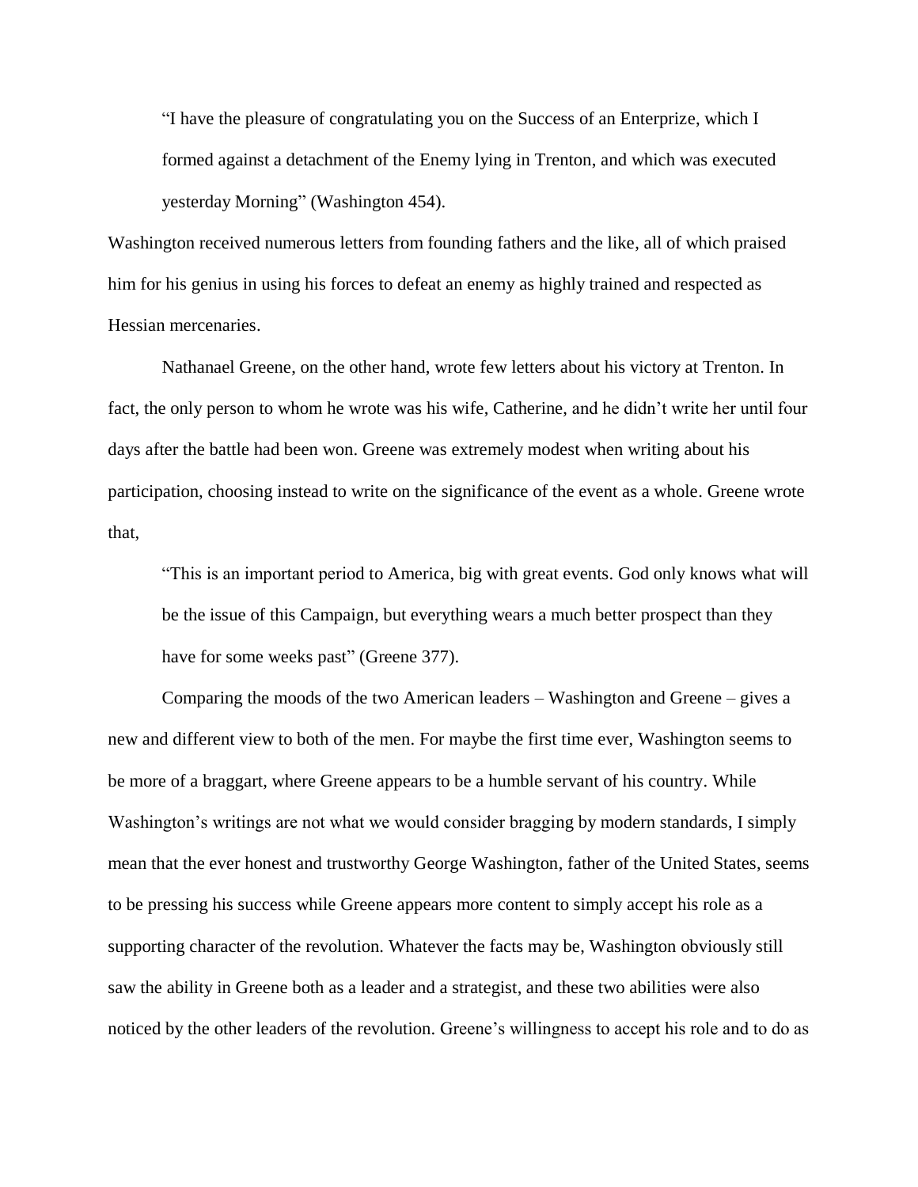> "I have the pleasure of congratulating you on the Success of an Enterprize, which I formed against a detachment of the Enemy lying in Trenton, and which was executed yesterday Morning" (Washington 454).

Washington received numerous letters from founding fathers and the like, all of which praised him for his genius in using his forces to defeat an enemy as highly trained and respected as Hessian mercenaries.

Nathanael Greene, on the other hand, wrote few letters about his victory at Trenton. In fact, the only person to whom he wrote was his wife, Catherine, and he didn't write her until four days after the battle had been won. Greene was extremely modest when writing about his participation, choosing instead to write on the significance of the event as a whole. Greene wrote that,

> "This is an important period to America, big with great events. God only knows what will be the issue of this Campaign, but everything wears a much better prospect than they have for some weeks past" (Greene 377).

Comparing the moods of the two American leaders – Washington and Greene – gives a new and different view to both of the men. For maybe the first time ever, Washington seems to be more of a braggart, where Greene appears to be a humble servant of his country. While Washington's writings are not what we would consider bragging by modern standards, I simply mean that the ever honest and trustworthy George Washington, father of the United States, seems to be pressing his success while Greene appears more content to simply accept his role as a supporting character of the revolution. Whatever the facts may be, Washington obviously still saw the ability in Greene both as a leader and a strategist, and these two abilities were also noticed by the other leaders of the revolution. Greene's willingness to accept his role and to do as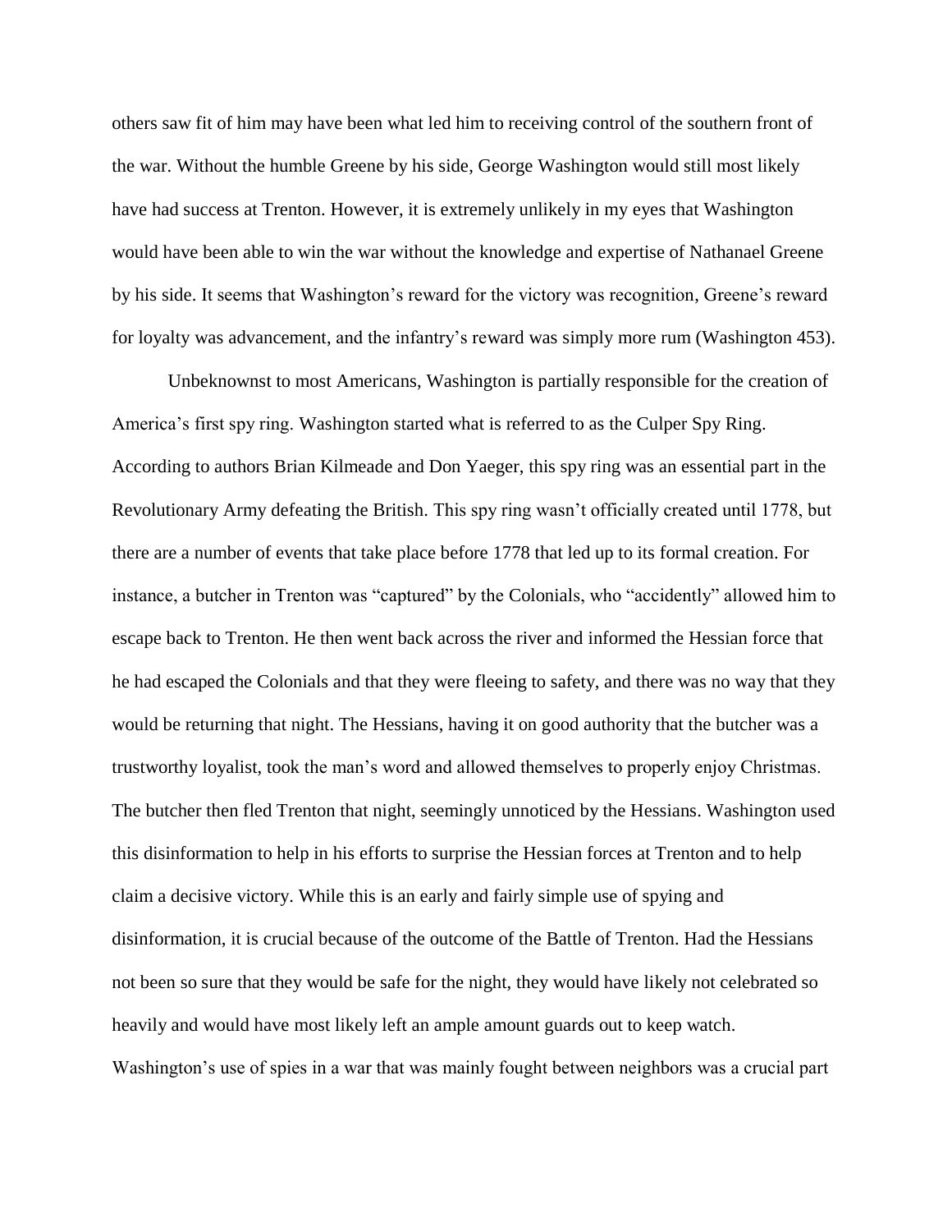others saw fit of him may have been what led him to receiving control of the southern front of the war. Without the humble Greene by his side, George Washington would still most likely have had success at Trenton. However, it is extremely unlikely in my eyes that Washington would have been able to win the war without the knowledge and expertise of Nathanael Greene by his side. It seems that Washington's reward for the victory was recognition, Greene's reward for loyalty was advancement, and the infantry's reward was simply more rum (Washington 453).

Unbeknownst to most Americans, Washington is partially responsible for the creation of America's first spy ring. Washington started what is referred to as the Culper Spy Ring. According to authors Brian Kilmeade and Don Yaeger, this spy ring was an essential part in the Revolutionary Army defeating the British. This spy ring wasn't officially created until 1778, but there are a number of events that take place before 1778 that led up to its formal creation. For instance, a butcher in Trenton was "captured" by the Colonials, who "accidently" allowed him to escape back to Trenton. He then went back across the river and informed the Hessian force that he had escaped the Colonials and that they were fleeing to safety, and there was no way that they would be returning that night. The Hessians, having it on good authority that the butcher was a trustworthy loyalist, took the man's word and allowed themselves to properly enjoy Christmas. The butcher then fled Trenton that night, seemingly unnoticed by the Hessians. Washington used this disinformation to help in his efforts to surprise the Hessian forces at Trenton and to help claim a decisive victory. While this is an early and fairly simple use of spying and disinformation, it is crucial because of the outcome of the Battle of Trenton. Had the Hessians not been so sure that they would be safe for the night, they would have likely not celebrated so heavily and would have most likely left an ample amount guards out to keep watch. Washington's use of spies in a war that was mainly fought between neighbors was a crucial part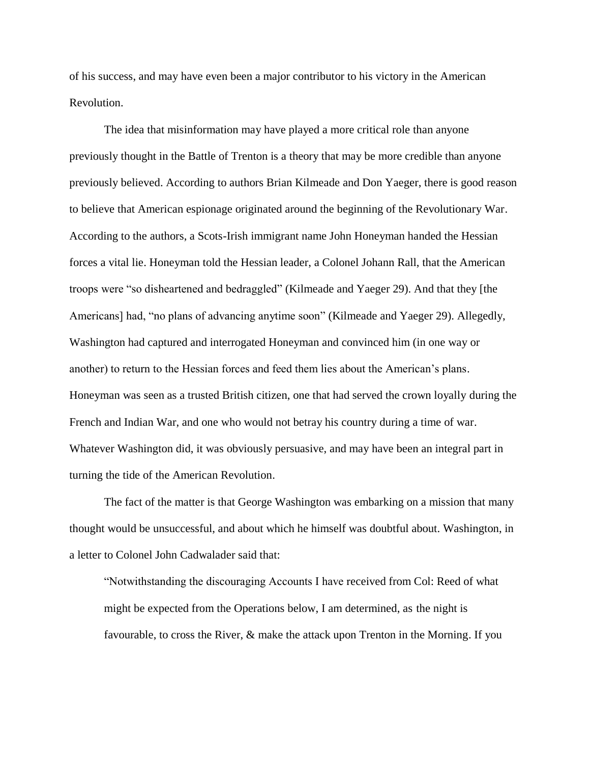of his success, and may have even been a major contributor to his victory in the American Revolution.

The idea that misinformation may have played a more critical role than anyone previously thought in the Battle of Trenton is a theory that may be more credible than anyone previously believed. According to authors Brian Kilmeade and Don Yaeger, there is good reason to believe that American espionage originated around the beginning of the Revolutionary War. According to the authors, a Scots-Irish immigrant name John Honeyman handed the Hessian forces a vital lie. Honeyman told the Hessian leader, a Colonel Johann Rall, that the American troops were "so disheartened and bedraggled" (Kilmeade and Yaeger 29). And that they [the Americans] had, "no plans of advancing anytime soon" (Kilmeade and Yaeger 29). Allegedly, Washington had captured and interrogated Honeyman and convinced him (in one way or another) to return to the Hessian forces and feed them lies about the American's plans. Honeyman was seen as a trusted British citizen, one that had served the crown loyally during the French and Indian War, and one who would not betray his country during a time of war. Whatever Washington did, it was obviously persuasive, and may have been an integral part in turning the tide of the American Revolution.

The fact of the matter is that George Washington was embarking on a mission that many thought would be unsuccessful, and about which he himself was doubtful about. Washington, in a letter to Colonel John Cadwalader said that:

> "Notwithstanding the discouraging Accounts I have received from Col: Reed of what might be expected from the Operations below, I am determined, as the night is favourable, to cross the River, & make the attack upon Trenton in the Morning. If you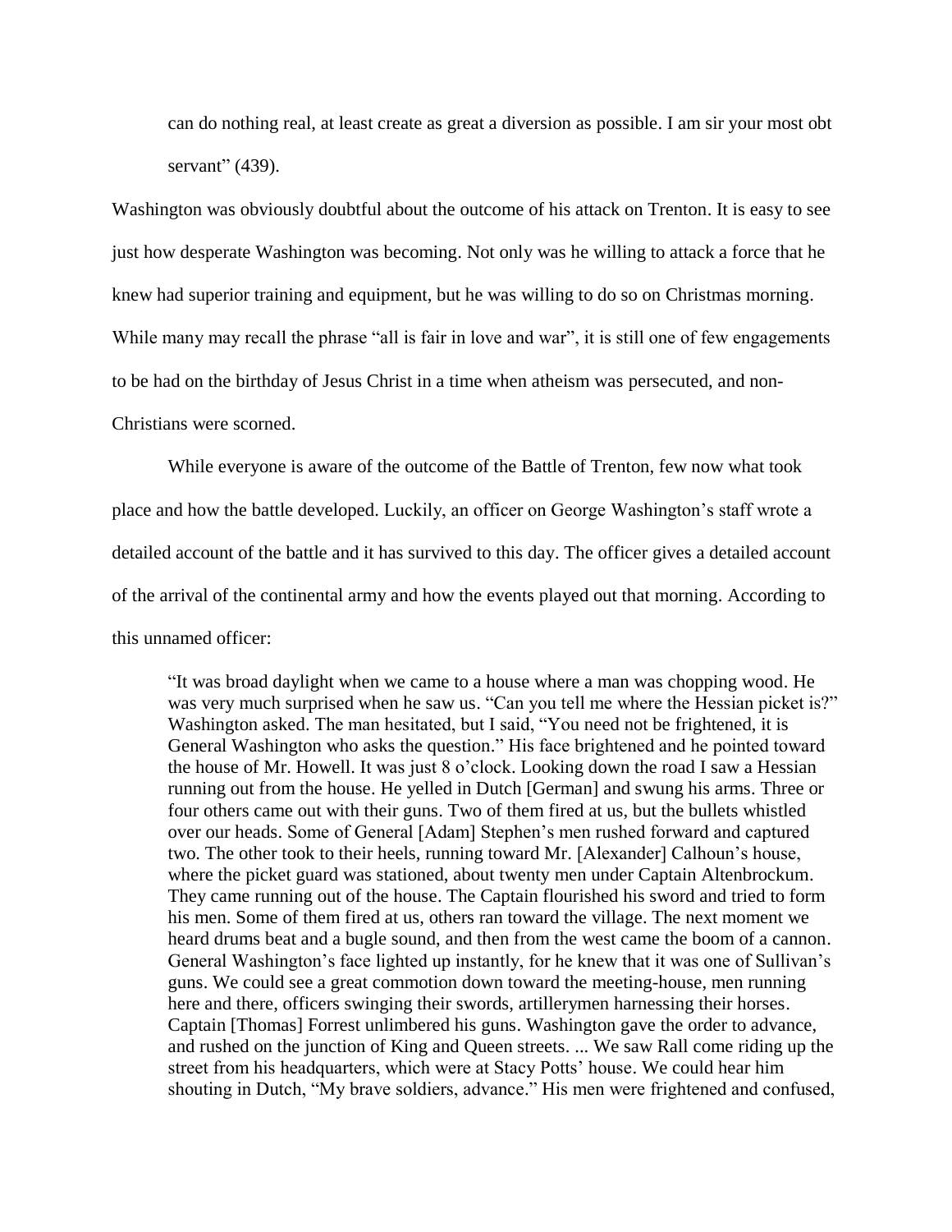> can do nothing real, at least create as great a diversion as possible. I am sir your most obt servant" (439).

Washington was obviously doubtful about the outcome of his attack on Trenton. It is easy to see just how desperate Washington was becoming. Not only was he willing to attack a force that he knew had superior training and equipment, but he was willing to do so on Christmas morning. While many may recall the phrase "all is fair in love and war", it is still one of few engagements to be had on the birthday of Jesus Christ in a time when atheism was persecuted, and non-Christians were scorned.

While everyone is aware of the outcome of the Battle of Trenton, few now what took place and how the battle developed. Luckily, an officer on George Washington's staff wrote a detailed account of the battle and it has survived to this day. The officer gives a detailed account of the arrival of the continental army and how the events played out that morning. According to this unnamed officer:

> "It was broad daylight when we came to a house where a man was chopping wood. He was very much surprised when he saw us. "Can you tell me where the Hessian picket is?" Washington asked. The man hesitated, but I said, "You need not be frightened, it is General Washington who asks the question." His face brightened and he pointed toward the house of Mr. Howell. It was just 8 o'clock. Looking down the road I saw a Hessian running out from the house. He yelled in Dutch [German] and swung his arms. Three or four others came out with their guns. Two of them fired at us, but the bullets whistled over our heads. Some of General [Adam] Stephen's men rushed forward and captured two. The other took to their heels, running toward Mr. [Alexander] Calhoun's house, where the picket guard was stationed, about twenty men under Captain Altenbrockum. They came running out of the house. The Captain flourished his sword and tried to form his men. Some of them fired at us, others ran toward the village. The next moment we heard drums beat and a bugle sound, and then from the west came the boom of a cannon. General Washington's face lighted up instantly, for he knew that it was one of Sullivan's guns. We could see a great commotion down toward the meeting-house, men running here and there, officers swinging their swords, artillerymen harnessing their horses. Captain [Thomas] Forrest unlimbered his guns. Washington gave the order to advance, and rushed on the junction of King and Queen streets. ... We saw Rall come riding up the street from his headquarters, which were at Stacy Potts' house. We could hear him shouting in Dutch, "My brave soldiers, advance." His men were frightened and confused,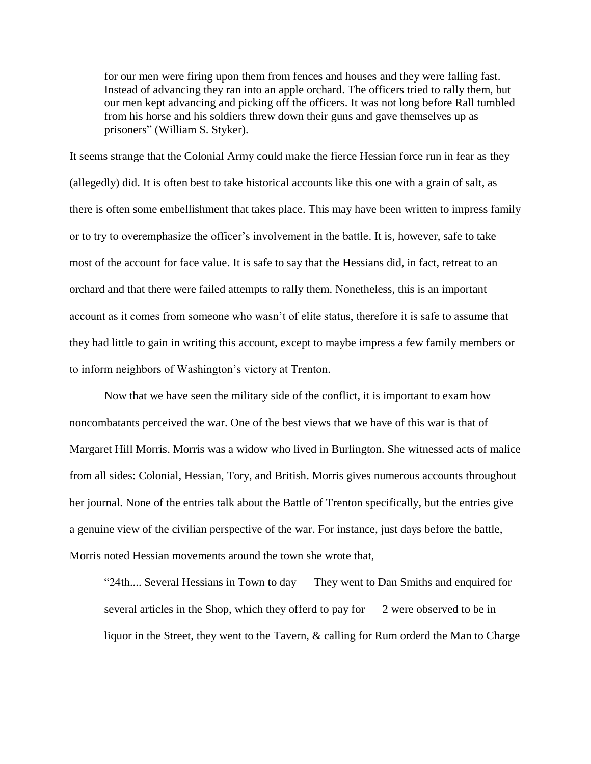> for our men were firing upon them from fences and houses and they were falling fast. Instead of advancing they ran into an apple orchard. The officers tried to rally them, but our men kept advancing and picking off the officers. It was not long before Rall tumbled from his horse and his soldiers threw down their guns and gave themselves up as prisoners" (William S. Styker).

It seems strange that the Colonial Army could make the fierce Hessian force run in fear as they (allegedly) did. It is often best to take historical accounts like this one with a grain of salt, as there is often some embellishment that takes place. This may have been written to impress family or to try to overemphasize the officer's involvement in the battle. It is, however, safe to take most of the account for face value. It is safe to say that the Hessians did, in fact, retreat to an orchard and that there were failed attempts to rally them. Nonetheless, this is an important account as it comes from someone who wasn't of elite status, therefore it is safe to assume that they had little to gain in writing this account, except to maybe impress a few family members or to inform neighbors of Washington's victory at Trenton.

Now that we have seen the military side of the conflict, it is important to exam how noncombatants perceived the war. One of the best views that we have of this war is that of Margaret Hill Morris. Morris was a widow who lived in Burlington. She witnessed acts of malice from all sides: Colonial, Hessian, Tory, and British. Morris gives numerous accounts throughout her journal. None of the entries talk about the Battle of Trenton specifically, but the entries give a genuine view of the civilian perspective of the war. For instance, just days before the battle, Morris noted Hessian movements around the town she wrote that,

> "24th.... Several Hessians in Town to day — They went to Dan Smiths and enquired for several articles in the Shop, which they offerd to pay for — 2 were observed to be in liquor in the Street, they went to the Tavern, & calling for Rum orderd the Man to Charge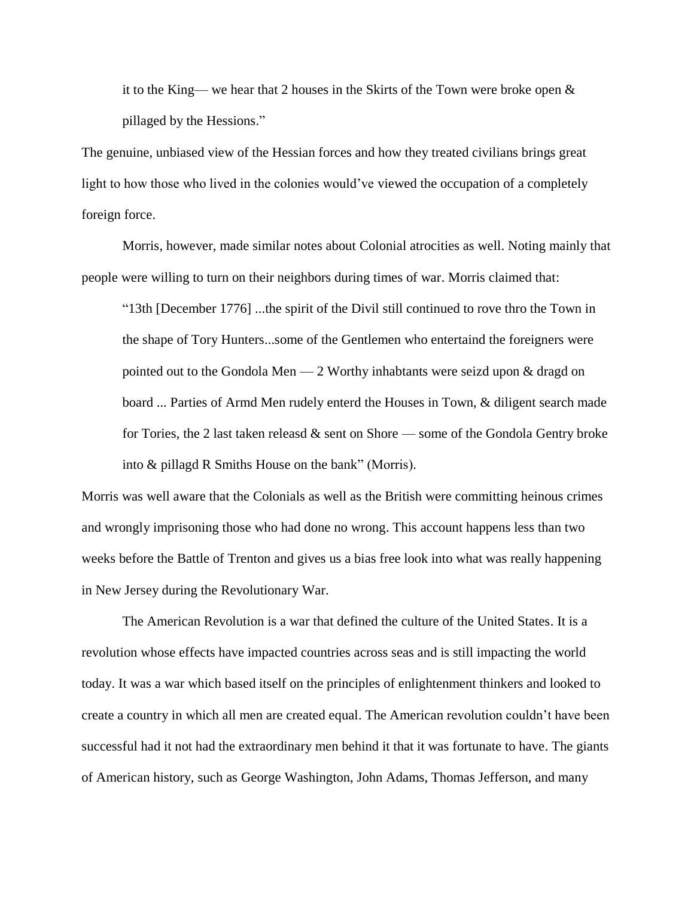> it to the King— we hear that 2 houses in the Skirts of the Town were broke open & pillaged by the Hessions."

The genuine, unbiased view of the Hessian forces and how they treated civilians brings great light to how those who lived in the colonies would've viewed the occupation of a completely foreign force.

Morris, however, made similar notes about Colonial atrocities as well. Noting mainly that people were willing to turn on their neighbors during times of war. Morris claimed that:

> "13th [December 1776] ...the spirit of the Divil still continued to rove thro the Town in the shape of Tory Hunters...some of the Gentlemen who entertaind the foreigners were pointed out to the Gondola Men — 2 Worthy inhabtants were seizd upon & dragd on board ... Parties of Armd Men rudely enterd the Houses in Town, & diligent search made for Tories, the 2 last taken releasd & sent on Shore — some of the Gondola Gentry broke into & pillagd R Smiths House on the bank" (Morris).

Morris was well aware that the Colonials as well as the British were committing heinous crimes and wrongly imprisoning those who had done no wrong. This account happens less than two weeks before the Battle of Trenton and gives us a bias free look into what was really happening in New Jersey during the Revolutionary War.

The American Revolution is a war that defined the culture of the United States. It is a revolution whose effects have impacted countries across seas and is still impacting the world today. It was a war which based itself on the principles of enlightenment thinkers and looked to create a country in which all men are created equal. The American revolution couldn't have been successful had it not had the extraordinary men behind it that it was fortunate to have. The giants of American history, such as George Washington, John Adams, Thomas Jefferson, and many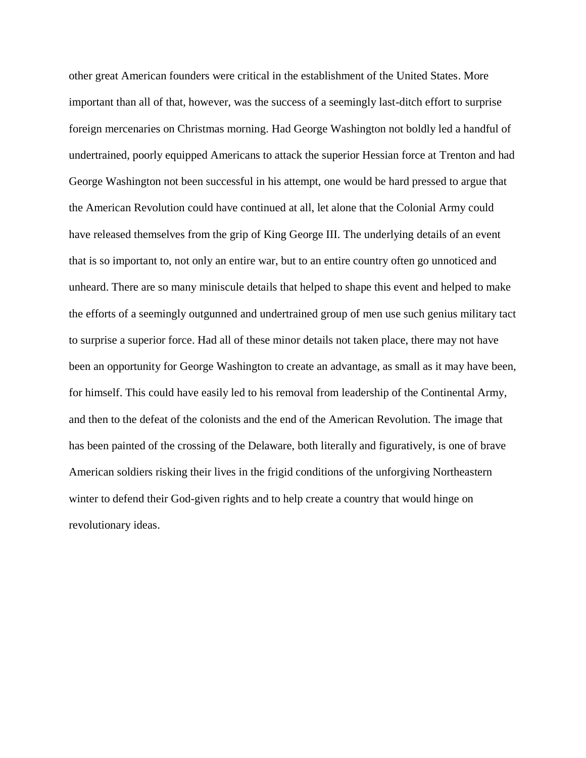other great American founders were critical in the establishment of the United States. More important than all of that, however, was the success of a seemingly last-ditch effort to surprise foreign mercenaries on Christmas morning. Had George Washington not boldly led a handful of undertrained, poorly equipped Americans to attack the superior Hessian force at Trenton and had George Washington not been successful in his attempt, one would be hard pressed to argue that the American Revolution could have continued at all, let alone that the Colonial Army could have released themselves from the grip of King George III. The underlying details of an event that is so important to, not only an entire war, but to an entire country often go unnoticed and unheard. There are so many miniscule details that helped to shape this event and helped to make the efforts of a seemingly outgunned and undertrained group of men use such genius military tact to surprise a superior force. Had all of these minor details not taken place, there may not have been an opportunity for George Washington to create an advantage, as small as it may have been, for himself. This could have easily led to his removal from leadership of the Continental Army, and then to the defeat of the colonists and the end of the American Revolution. The image that has been painted of the crossing of the Delaware, both literally and figuratively, is one of brave American soldiers risking their lives in the frigid conditions of the unforgiving Northeastern winter to defend their God-given rights and to help create a country that would hinge on revolutionary ideas.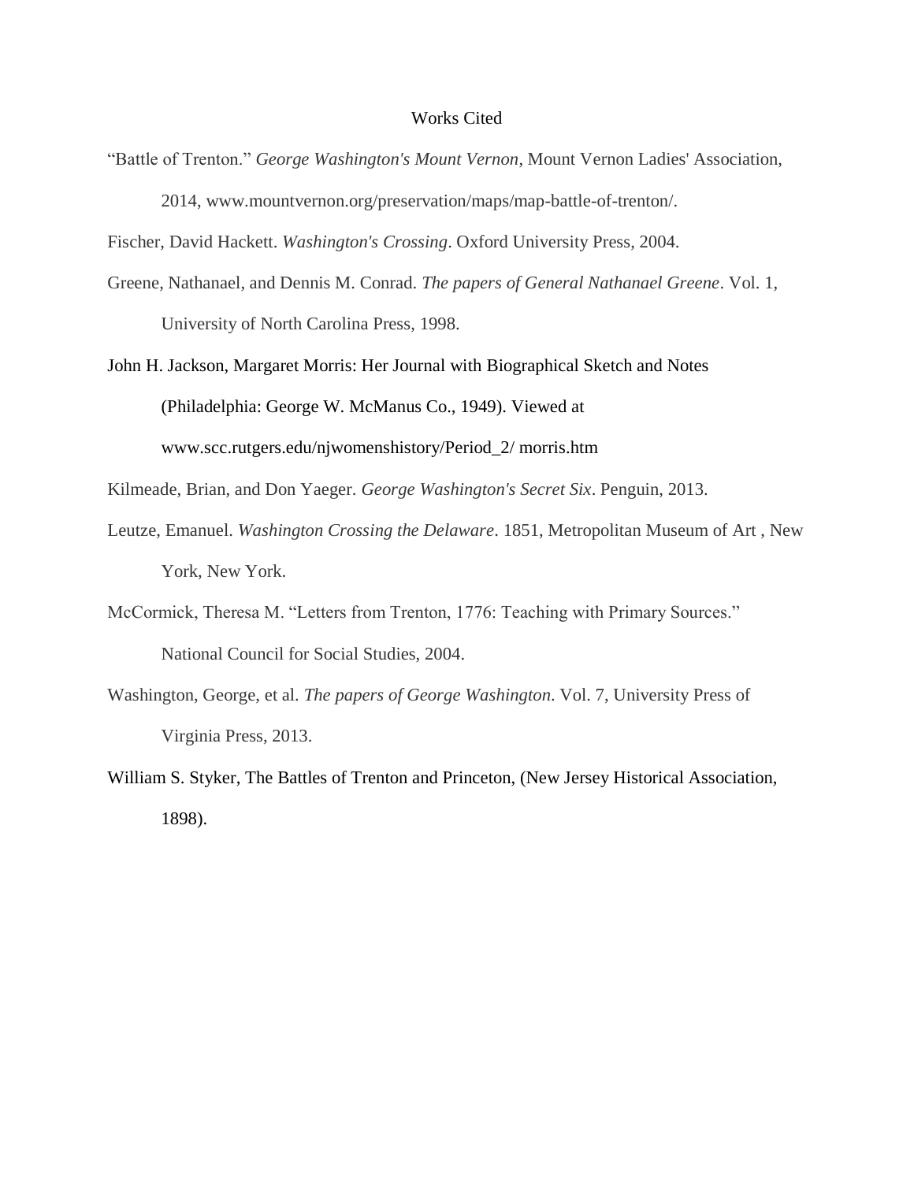# Works Cited

"Battle of Trenton." *George Washington's Mount Vernon*, Mount Vernon Ladies' Association, 2014, www.mountvernon.org/preservation/maps/map-battle-of-trenton/.

Fischer, David Hackett. *Washington's Crossing*. Oxford University Press, 2004.

Greene, Nathanael, and Dennis M. Conrad. *The papers of General Nathanael Greene*. Vol. 1, University of North Carolina Press, 1998.

John H. Jackson, Margaret Morris: Her Journal with Biographical Sketch and Notes (Philadelphia: George W. McManus Co., 1949). Viewed at www.scc.rutgers.edu/njwomenshistory/Period_2/ morris.htm

Kilmeade, Brian, and Don Yaeger. *George Washington's Secret Six*. Penguin, 2013.

Leutze, Emanuel. *Washington Crossing the Delaware*. 1851, Metropolitan Museum of Art , New York, New York.

McCormick, Theresa M. "Letters from Trenton, 1776: Teaching with Primary Sources." National Council for Social Studies, 2004.

Washington, George, et al. *The papers of George Washington*. Vol. 7, University Press of Virginia Press, 2013.

William S. Styker, The Battles of Trenton and Princeton, (New Jersey Historical Association, 1898).